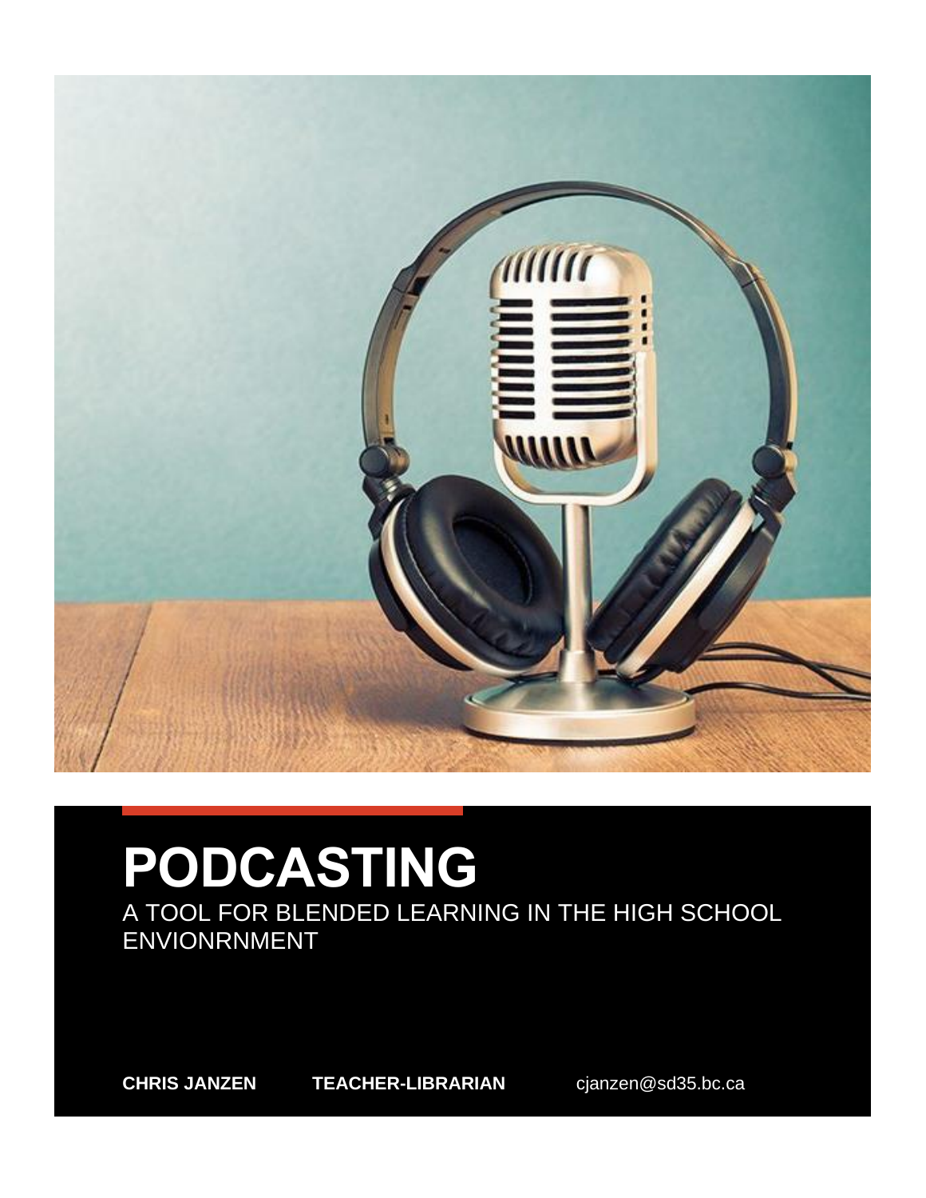# PODCASTING

A TOOL FOR BLENDED LEARNING IN THE HIGH SCHOOL ENVIONRNMENT

**CHRIS JANZEN** **TEACHER-LIBRARIAN** cjanzen@sd35.bc.ca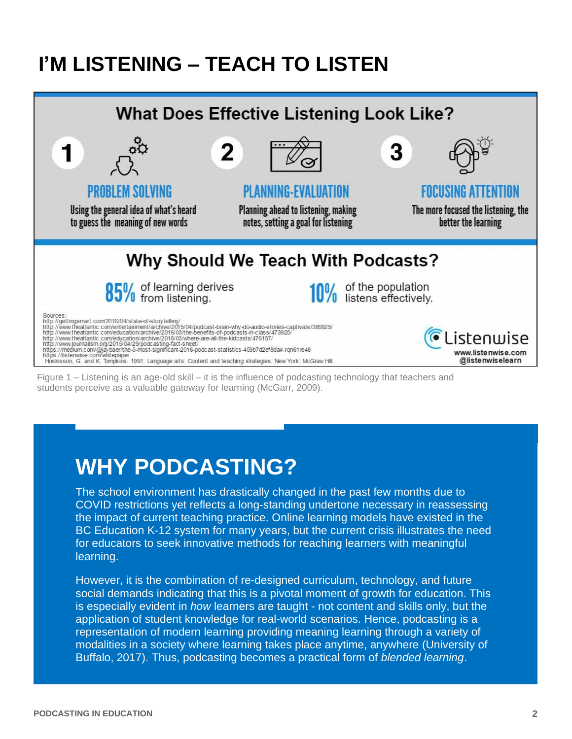# I'M LISTENING – TEACH TO LISTEN

## What Does Effective Listening Look Like?

1. **PROBLEM SOLVING**
   Using the general idea of what's heard to guess the meaning of new words

2. **PLANNING-EVALUATION**
   Planning ahead to listening, making notes, setting a goal for listening

3. **FOCUSING ATTENTION**
   The more focused the listening, the better the learning

## Why Should We Teach With Podcasts?

**85%** of learning derives from listening.

**10%** of the population listens effectively.

Sources:
http://gettingsmart.com/2016/04/state-of-storytelling/
http://www.theatlantic.com/entertainment/archive/2015/04/podcast-brain-why-do-audio-stories-captivate/389925/
http://www.theatlantic.com/education/archive/2016/03/the-benefits-of-podcasts-in-class/473925/
http://www.theatlantic.com/education/archive/2016/03/where-are-all-the-kidcasts/476157/
http://www.journalism.org/2015/04/29/podcasting-fact-sheet/
https://medium.com/@jaybaer/the-5-most-significant-2016-podcast-statistics-459b7d2ef8da#.rqn61re48
https://listenwise.com/whitepaper
Hoskisson, G. and K. Tompkins. 1991. Language arts: Content and teaching strategies. New York: McGraw Hill.

Listenwise
www.listenwise.com
@listenwiselearn

Figure 1 – Listening is an age-old skill – it is the influence of podcasting technology that teachers and students perceive as a valuable gateway for learning (McGarr, 2009).

# WHY PODCASTING?

The school environment has drastically changed in the past few months due to COVID restrictions yet reflects a long-standing undertone necessary in reassessing the impact of current teaching practice. Online learning models have existed in the BC Education K-12 system for many years, but the current crisis illustrates the need for educators to seek innovative methods for reaching learners with meaningful learning.

However, it is the combination of re-designed curriculum, technology, and future social demands indicating that this is a pivotal moment of growth for education. This is especially evident in *how* learners are taught - not content and skills only, but the application of student knowledge for real-world scenarios. Hence, podcasting is a representation of modern learning providing meaning learning through a variety of modalities in a society where learning takes place anytime, anywhere (University of Buffalo, 2017). Thus, podcasting becomes a practical form of *blended learning*.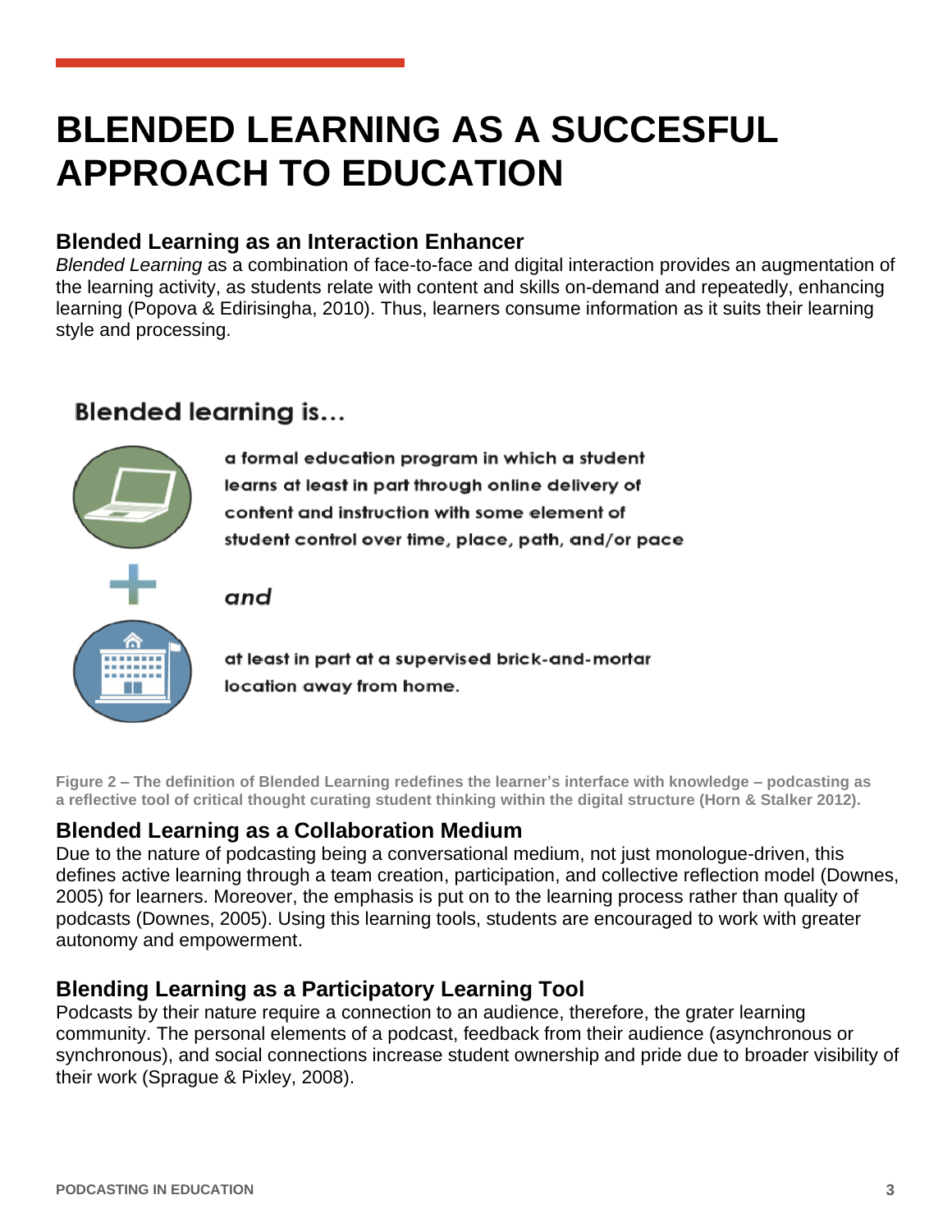# BLENDED LEARNING AS A SUCCESFUL APPROACH TO EDUCATION

### Blended Learning as an Interaction Enhancer

*Blended Learning* as a combination of face-to-face and digital interaction provides an augmentation of the learning activity, as students relate with content and skills on-demand and repeatedly, enhancing learning (Popova & Edirisingha, 2010). Thus, learners consume information as it suits their learning style and processing.

**Blended learning is…**

a formal education program in which a student learns at least in part through online delivery of content and instruction with some element of student control over time, place, path, and/or pace

*and*

at least in part at a supervised brick-and-mortar location away from home.

**Figure 2 – The definition of Blended Learning redefines the learner's interface with knowledge – podcasting as a reflective tool of critical thought curating student thinking within the digital structure (Horn & Stalker 2012).**

### Blended Learning as a Collaboration Medium

Due to the nature of podcasting being a conversational medium, not just monologue-driven, this defines active learning through a team creation, participation, and collective reflection model (Downes, 2005) for learners. Moreover, the emphasis is put on to the learning process rather than quality of podcasts (Downes, 2005). Using this learning tools, students are encouraged to work with greater autonomy and empowerment.

### Blending Learning as a Participatory Learning Tool

Podcasts by their nature require a connection to an audience, therefore, the grater learning community. The personal elements of a podcast, feedback from their audience (asynchronous or synchronous), and social connections increase student ownership and pride due to broader visibility of their work (Sprague & Pixley, 2008).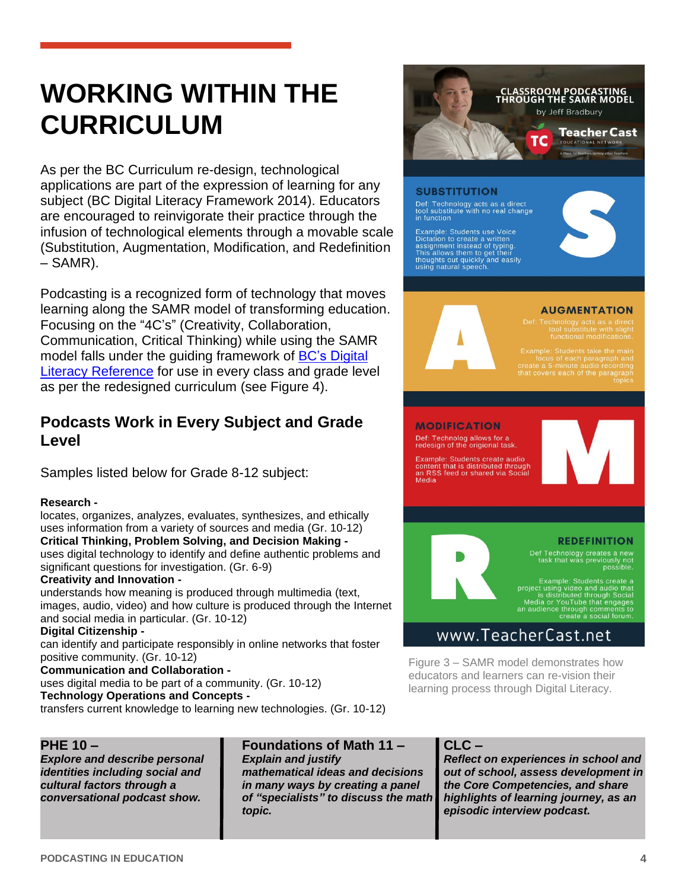# WORKING WITHIN THE CURRICULUM

As per the BC Curriculum re-design, technological applications are part of the expression of learning for any subject (BC Digital Literacy Framework 2014). Educators are encouraged to reinvigorate their practice through the infusion of technological elements through a movable scale (Substitution, Augmentation, Modification, and Redefinition – SAMR).

Podcasting is a recognized form of technology that moves learning along the SAMR model of transforming education. Focusing on the "4C's" (Creativity, Collaboration, Communication, Critical Thinking) while using the SAMR model falls under the guiding framework of [BC's Digital Literacy Reference] for use in every class and grade level as per the redesigned curriculum (see Figure 4).

## Podcasts Work in Every Subject and Grade Level

Samples listed below for Grade 8-12 subject:

**Research -**
locates, organizes, analyzes, evaluates, synthesizes, and ethically uses information from a variety of sources and media (Gr. 10-12)
**Critical Thinking, Problem Solving, and Decision Making -**
uses digital technology to identify and define authentic problems and significant questions for investigation. (Gr. 6-9)
**Creativity and Innovation -**
understands how meaning is produced through multimedia (text, images, audio, video) and how culture is produced through the Internet and social media in particular. (Gr. 10-12)
**Digital Citizenship -**
can identify and participate responsibly in online networks that foster positive community. (Gr. 10-12)
**Communication and Collaboration -**
uses digital media to be part of a community. (Gr. 10-12)
**Technology Operations and Concepts -**
transfers current knowledge to learning new technologies. (Gr. 10-12)

CLASSROOM PODCASTING THROUGH THE SAMR MODEL
by Jeff Bradbury
Teacher Cast EDUCATIONAL NETWORK

**SUBSTITUTION**
Def: Technology acts as a direct tool substitute with no real change in function
Example: Students use Voice Dictation to create a written assignment instead of typing. This allows them to get their thoughts out quickly and easily using natural speech.

**AUGMENTATION**
Def: Technology acts as a direct tool substitute with slight functional modifications.
Example: Students take the main focus of each paragraph and create a 5-minute audio recording that covers each of the paragraph topics

**MODIFICATION**
Def: Technolog allows for a redesign of the origional task.
Example: Students create audio content that is distributed through an RSS feed or shared via Social Media

**REDEFINITION**
Def Technology creates a new task that was previously not possible.
Example: Students create a project using video and audio that is distributed through Social Media or YouTube that engages an audience through comments to create a social forum.

www.TeacherCast.net

Figure 3 – SAMR model demonstrates how educators and learners can re-vision their learning process through Digital Literacy.

| **PHE 10 –** | **Foundations of Math 11 –** | **CLC –** |
|---|---|---|
| ***Explore and describe personal identities including social and cultural factors through a conversational podcast show.*** | ***Explain and justify mathematical ideas and decisions in many ways by creating a panel of "specialists" to discuss the math topic.*** | ***Reflect on experiences in school and out of school, assess development in the Core Competencies, and share highlights of learning journey, as an episodic interview podcast.*** |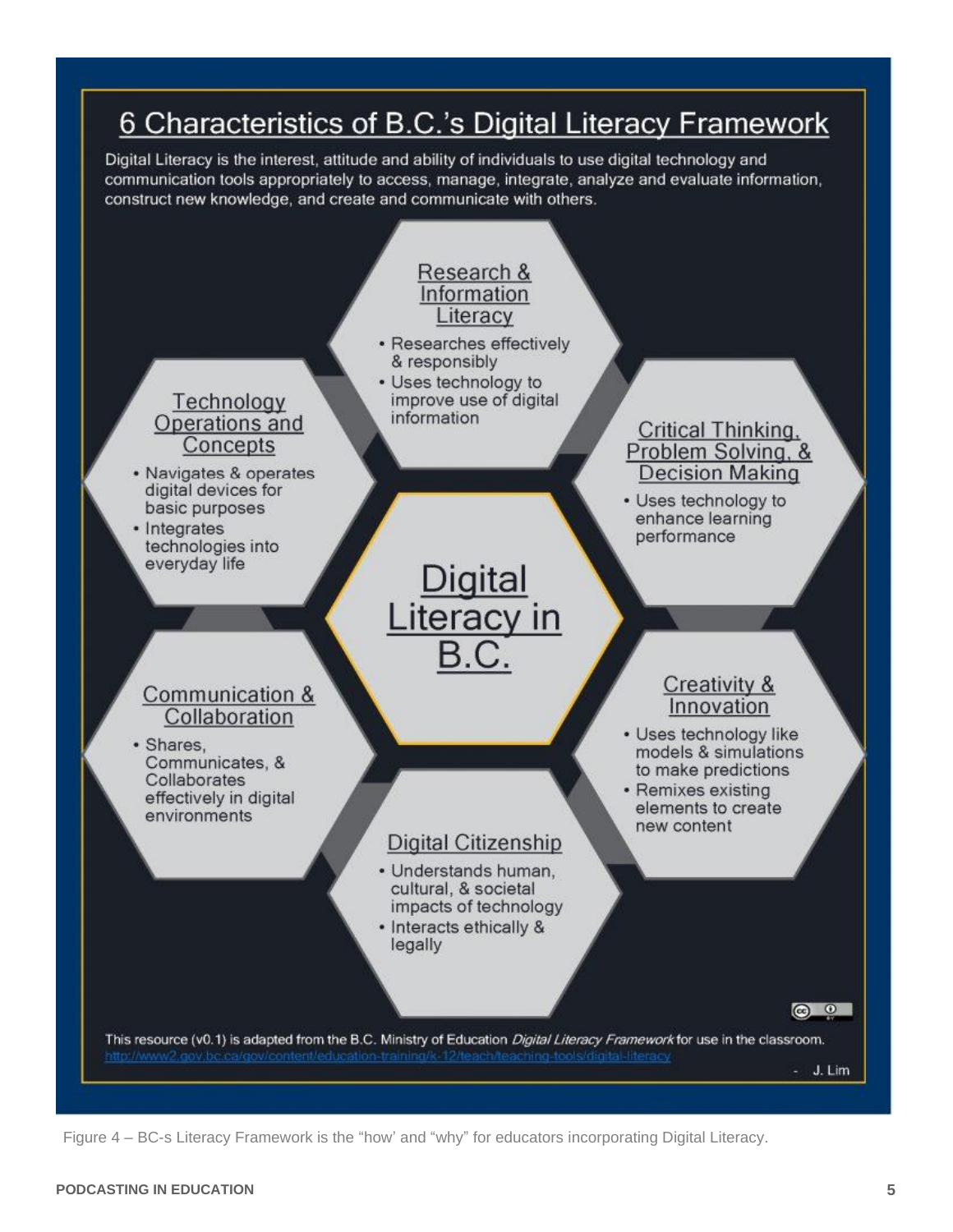## 6 Characteristics of B.C.'s Digital Literacy Framework

Digital Literacy is the interest, attitude and ability of individuals to use digital technology and communication tools appropriately to access, manage, integrate, analyze and evaluate information, construct new knowledge, and create and communicate with others.

### Digital Literacy in B.C.

**Research & Information Literacy**

- Researches effectively & responsibly
- Uses technology to improve use of digital information

**Critical Thinking, Problem Solving, & Decision Making**

- Uses technology to enhance learning performance

**Creativity & Innovation**

- Uses technology like models & simulations to make predictions
- Remixes existing elements to create new content

**Digital Citizenship**

- Understands human, cultural, & societal impacts of technology
- Interacts ethically & legally

**Communication & Collaboration**

- Shares, Communicates, & Collaborates effectively in digital environments

**Technology Operations and Concepts**

- Navigates & operates digital devices for basic purposes
- Integrates technologies into everyday life

This resource (v0.1) is adapted from the B.C. Ministry of Education *Digital Literacy Framework* for use in the classroom.
http://www2.gov.bc.ca/gov/content/education-training/k-12/teach/teaching-tools/digital-literacy

\- J. Lim

Figure 4 – BC-s Literacy Framework is the "how' and "why" for educators incorporating Digital Literacy.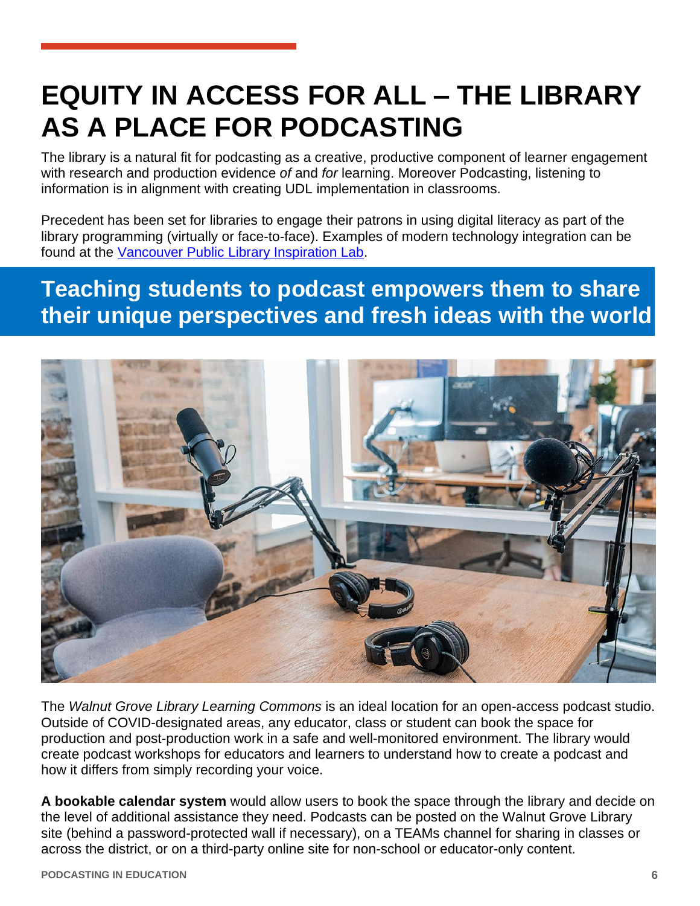# EQUITY IN ACCESS FOR ALL – THE LIBRARY AS A PLACE FOR PODCASTING

The library is a natural fit for podcasting as a creative, productive component of learner engagement with research and production evidence *of* and *for* learning. Moreover Podcasting, listening to information is in alignment with creating UDL implementation in classrooms.

Precedent has been set for libraries to engage their patrons in using digital literacy as part of the library programming (virtually or face-to-face). Examples of modern technology integration can be found at the Vancouver Public Library Inspiration Lab.

## Teaching students to podcast empowers them to share their unique perspectives and fresh ideas with the world

The *Walnut Grove Library Learning Commons* is an ideal location for an open-access podcast studio. Outside of COVID-designated areas, any educator, class or student can book the space for production and post-production work in a safe and well-monitored environment. The library would create podcast workshops for educators and learners to understand how to create a podcast and how it differs from simply recording your voice.

**A bookable calendar system** would allow users to book the space through the library and decide on the level of additional assistance they need. Podcasts can be posted on the Walnut Grove Library site (behind a password-protected wall if necessary), on a TEAMs channel for sharing in classes or across the district, or on a third-party online site for non-school or educator-only content.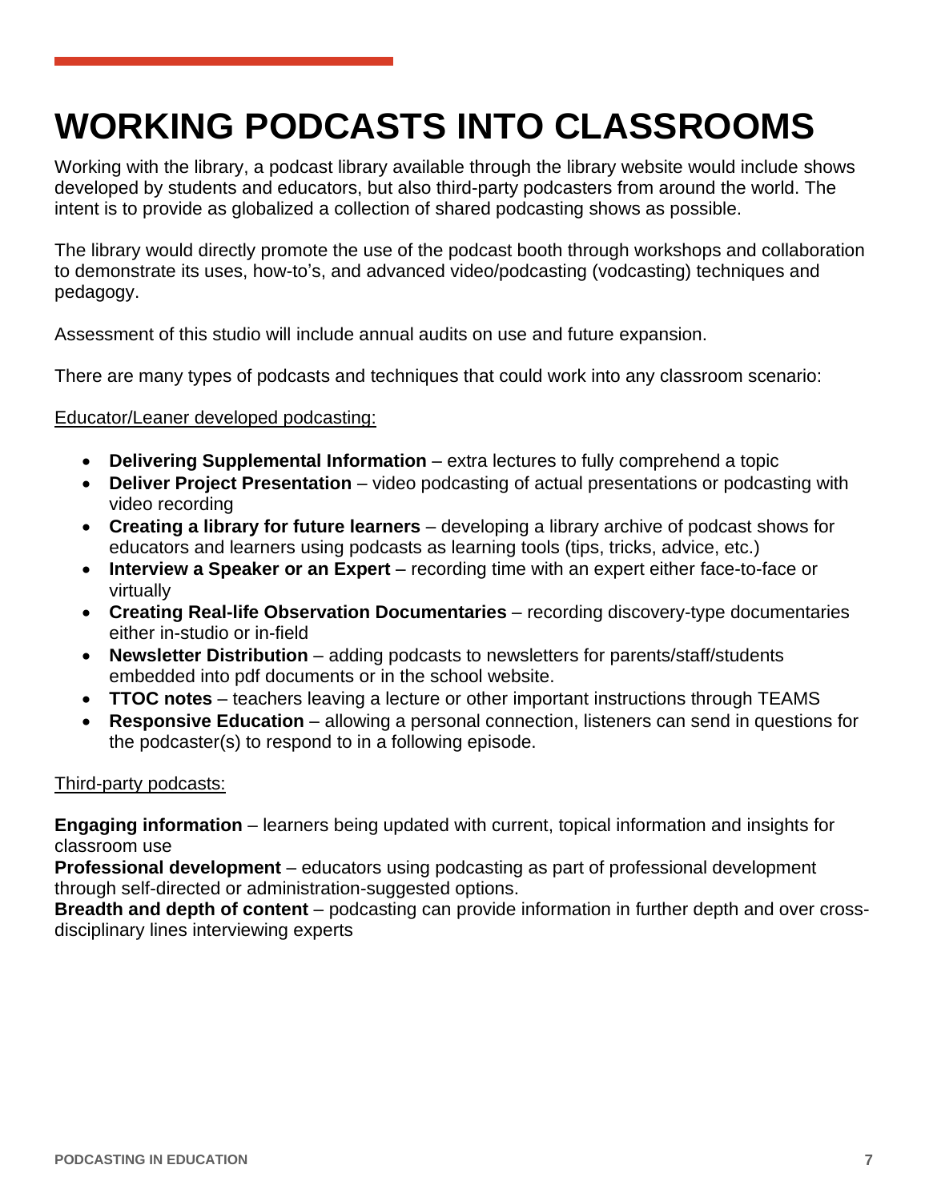# WORKING PODCASTS INTO CLASSROOMS

Working with the library, a podcast library available through the library website would include shows developed by students and educators, but also third-party podcasters from around the world. The intent is to provide as globalized a collection of shared podcasting shows as possible.

The library would directly promote the use of the podcast booth through workshops and collaboration to demonstrate its uses, how-to's, and advanced video/podcasting (vodcasting) techniques and pedagogy.

Assessment of this studio will include annual audits on use and future expansion.

There are many types of podcasts and techniques that could work into any classroom scenario:

<u>Educator/Leaner developed podcasting:</u>

- **Delivering Supplemental Information** – extra lectures to fully comprehend a topic
- **Deliver Project Presentation** – video podcasting of actual presentations or podcasting with video recording
- **Creating a library for future learners** – developing a library archive of podcast shows for educators and learners using podcasts as learning tools (tips, tricks, advice, etc.)
- **Interview a Speaker or an Expert** – recording time with an expert either face-to-face or virtually
- **Creating Real-life Observation Documentaries** – recording discovery-type documentaries either in-studio or in-field
- **Newsletter Distribution** – adding podcasts to newsletters for parents/staff/students embedded into pdf documents or in the school website.
- **TTOC notes** – teachers leaving a lecture or other important instructions through TEAMS
- **Responsive Education** – allowing a personal connection, listeners can send in questions for the podcaster(s) to respond to in a following episode.

<u>Third-party podcasts:</u>

**Engaging information** – learners being updated with current, topical information and insights for classroom use
**Professional development** – educators using podcasting as part of professional development through self-directed or administration-suggested options.
**Breadth and depth of content** – podcasting can provide information in further depth and over cross-disciplinary lines interviewing experts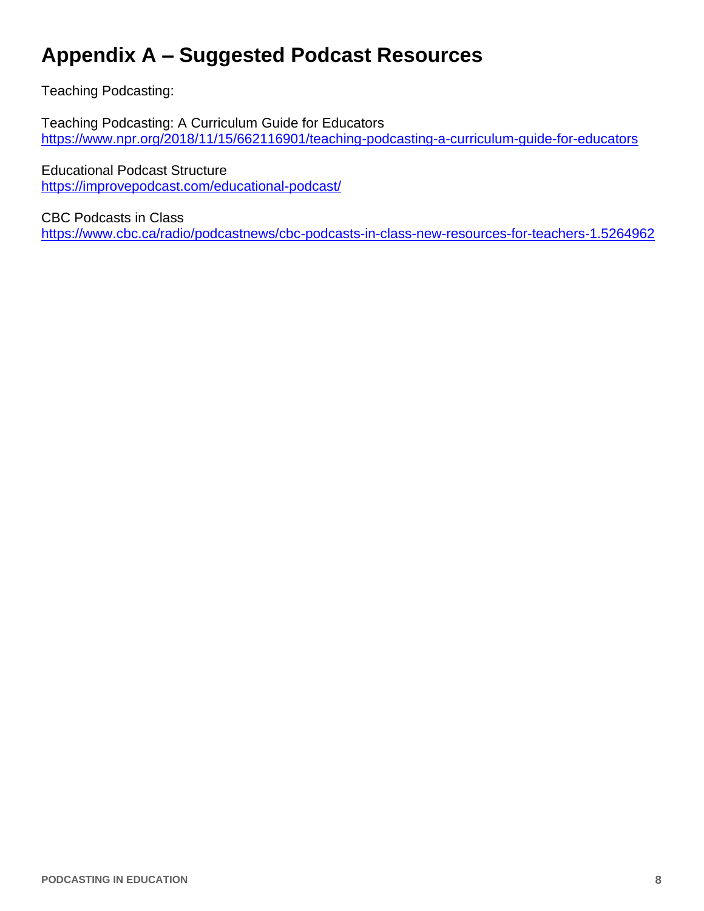# Appendix A – Suggested Podcast Resources

Teaching Podcasting:

Teaching Podcasting: A Curriculum Guide for Educators
https://www.npr.org/2018/11/15/662116901/teaching-podcasting-a-curriculum-guide-for-educators

Educational Podcast Structure
https://improvepodcast.com/educational-podcast/

CBC Podcasts in Class
https://www.cbc.ca/radio/podcastnews/cbc-podcasts-in-class-new-resources-for-teachers-1.5264962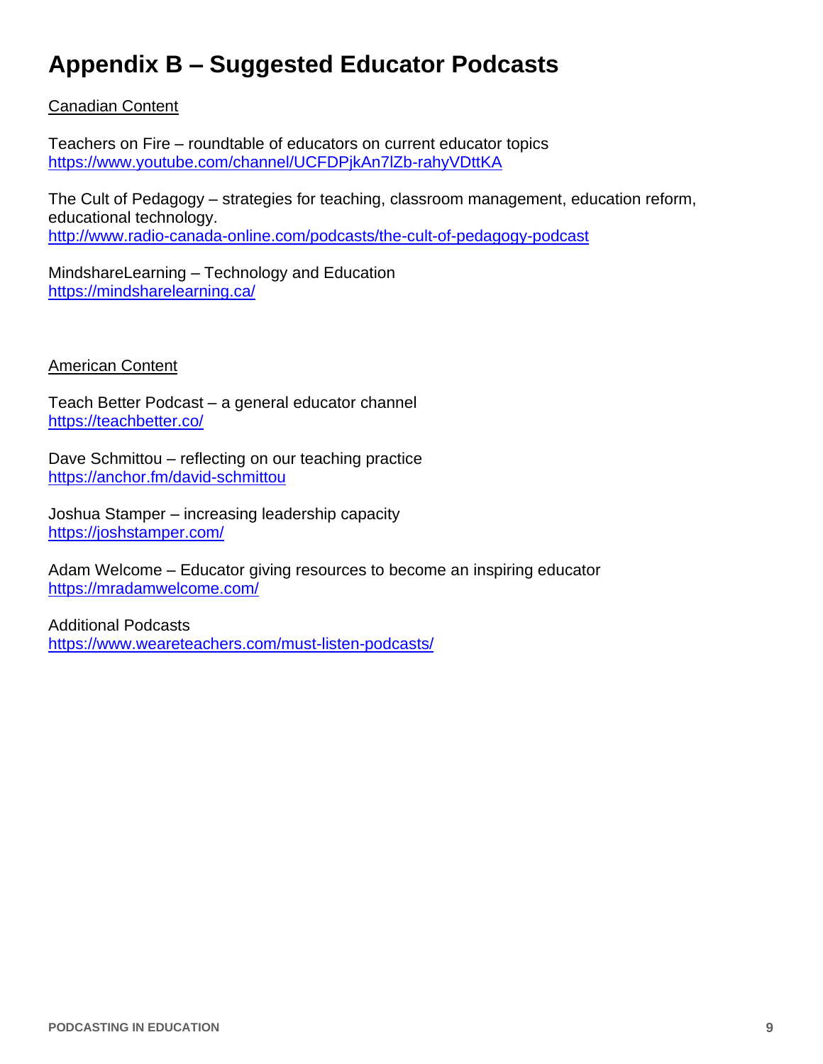# Appendix B – Suggested Educator Podcasts

<u>Canadian Content</u>

Teachers on Fire – roundtable of educators on current educator topics
https://www.youtube.com/channel/UCFDPjkAn7lZb-rahyVDttKA

The Cult of Pedagogy – strategies for teaching, classroom management, education reform, educational technology.
http://www.radio-canada-online.com/podcasts/the-cult-of-pedagogy-podcast

MindshareLearning – Technology and Education
https://mindsharelearning.ca/

<u>American Content</u>

Teach Better Podcast – a general educator channel
https://teachbetter.co/

Dave Schmittou – reflecting on our teaching practice
https://anchor.fm/david-schmittou

Joshua Stamper – increasing leadership capacity
https://joshstamper.com/

Adam Welcome – Educator giving resources to become an inspiring educator
https://mradamwelcome.com/

Additional Podcasts
https://www.weareteachers.com/must-listen-podcasts/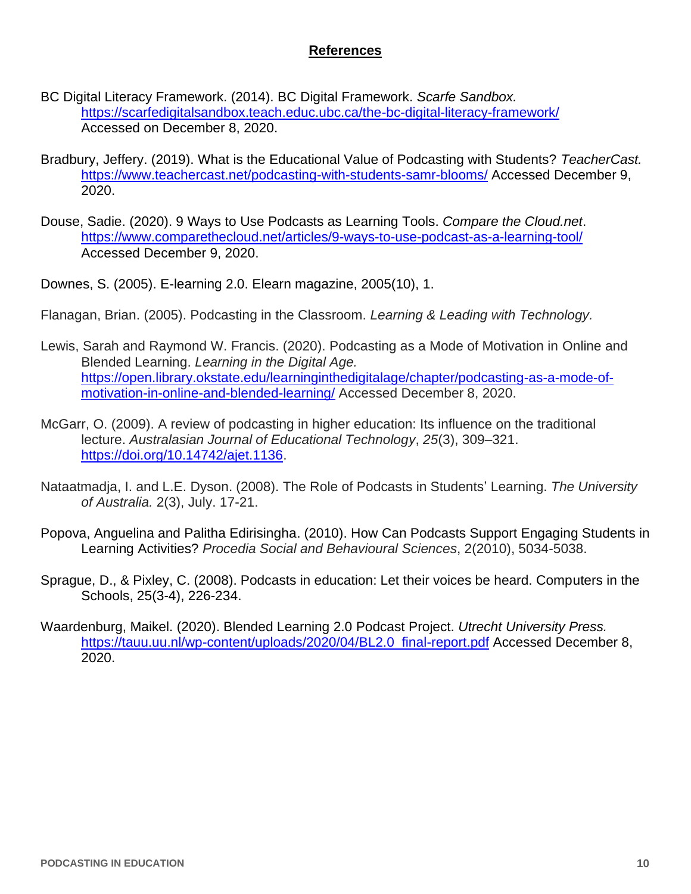## References

BC Digital Literacy Framework. (2014). BC Digital Framework. *Scarfe Sandbox.* https://scarfedigitalsandbox.teach.educ.ubc.ca/the-bc-digital-literacy-framework/ Accessed on December 8, 2020.

Bradbury, Jeffery. (2019). What is the Educational Value of Podcasting with Students? *TeacherCast.* https://www.teachercast.net/podcasting-with-students-samr-blooms/ Accessed December 9, 2020.

Douse, Sadie. (2020). 9 Ways to Use Podcasts as Learning Tools. *Compare the Cloud.net*. https://www.comparethecloud.net/articles/9-ways-to-use-podcast-as-a-learning-tool/ Accessed December 9, 2020.

Downes, S. (2005). E-learning 2.0. Elearn magazine, 2005(10), 1.

Flanagan, Brian. (2005). Podcasting in the Classroom. *Learning & Leading with Technology.*

Lewis, Sarah and Raymond W. Francis. (2020). Podcasting as a Mode of Motivation in Online and Blended Learning. *Learning in the Digital Age.* https://open.library.okstate.edu/learninginthedigitalage/chapter/podcasting-as-a-mode-of-motivation-in-online-and-blended-learning/ Accessed December 8, 2020.

McGarr, O. (2009). A review of podcasting in higher education: Its influence on the traditional lecture. *Australasian Journal of Educational Technology*, *25*(3), 309–321. https://doi.org/10.14742/ajet.1136.

Nataatmadja, I. and L.E. Dyson. (2008). The Role of Podcasts in Students' Learning. *The University of Australia.* 2(3), July. 17-21.

Popova, Anguelina and Palitha Edirisingha. (2010). How Can Podcasts Support Engaging Students in Learning Activities? *Procedia Social and Behavioural Sciences*, 2(2010), 5034-5038.

Sprague, D., & Pixley, C. (2008). Podcasts in education: Let their voices be heard. Computers in the Schools, 25(3-4), 226-234.

Waardenburg, Maikel. (2020). Blended Learning 2.0 Podcast Project. *Utrecht University Press.* https://tauu.uu.nl/wp-content/uploads/2020/04/BL2.0_final-report.pdf Accessed December 8, 2020.